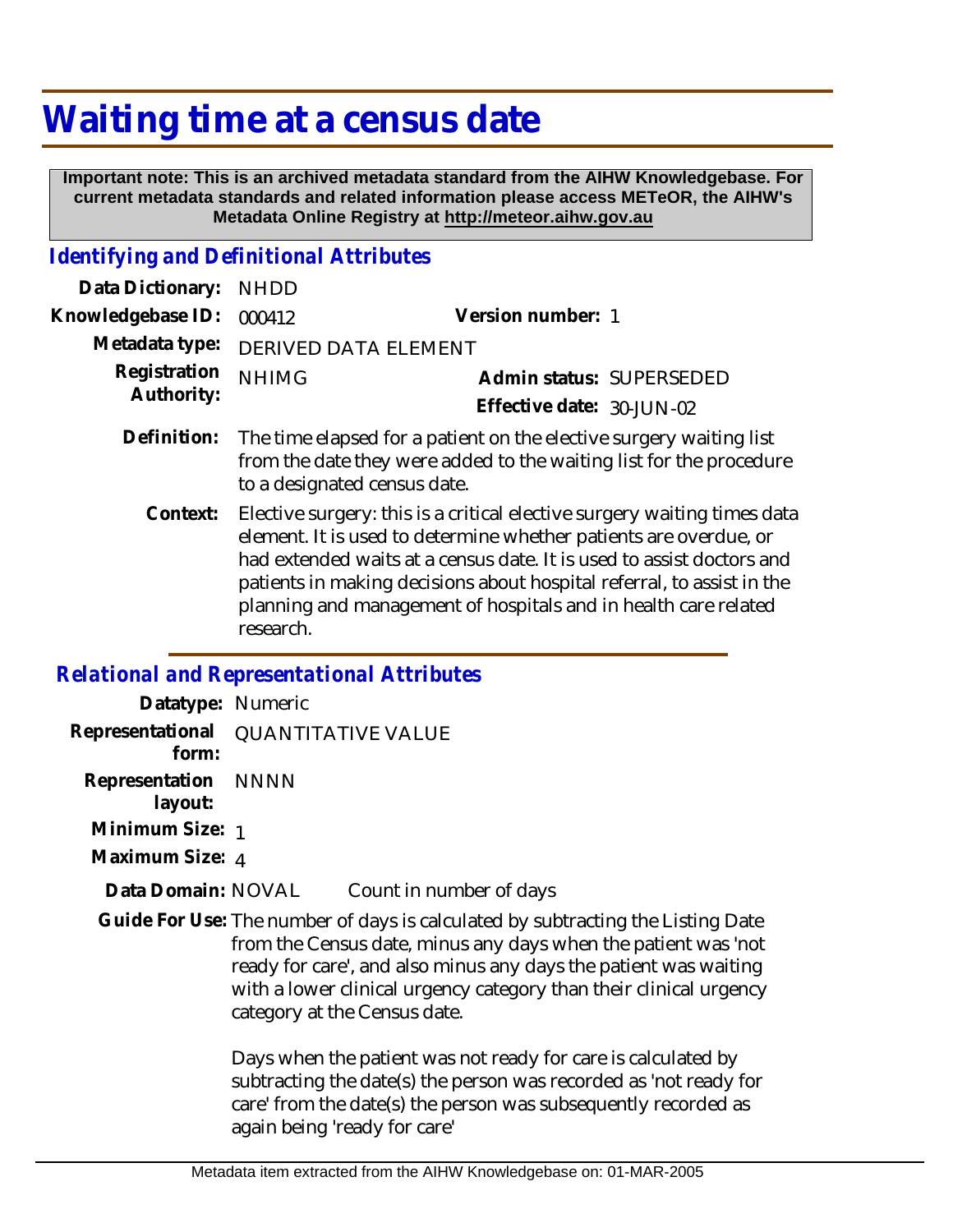# Waiting time at a census date

**Important note: This is an archived metadata standard from the AIHW Knowledgebase. For current metadata standards and related information please access METeOR, the AIHW's Metadata Online Registry at http://meteor.aihw.gov.au**

## *Identifying and Definitional Attributes*

**Data Dictionary:** NHDD

**Knowledgebase ID:** 000412 **Version number:** 1

**Metadata type:** DERIVED DATA ELEMENT

**Registration Authority:** NHIMG **Admin status:** SUPERSEDED

**Effective date:** 30-JUN-02

**Definition:** The time elapsed for a patient on the elective surgery waiting list from the date they were added to the waiting list for the procedure to a designated census date.

**Context:** Elective surgery: this is a critical elective surgery waiting times data element. It is used to determine whether patients are overdue, or had extended waits at a census date. It is used to assist doctors and patients in making decisions about hospital referral, to assist in the planning and management of hospitals and in health care related research.

## *Relational and Representational Attributes*

**Datatype:** Numeric

**Representational form:** QUANTITATIVE VALUE

**Representation layout:** NNNN

**Minimum Size:** 1

**Maximum Size:** 4

**Data Domain:** NOVAL Count in number of days

**Guide For Use:** The number of days is calculated by subtracting the Listing Date from the Census date, minus any days when the patient was 'not ready for care', and also minus any days the patient was waiting with a lower clinical urgency category than their clinical urgency category at the Census date.

Days when the patient was not ready for care is calculated by subtracting the date(s) the person was recorded as 'not ready for care' from the date(s) the person was subsequently recorded as again being 'ready for care'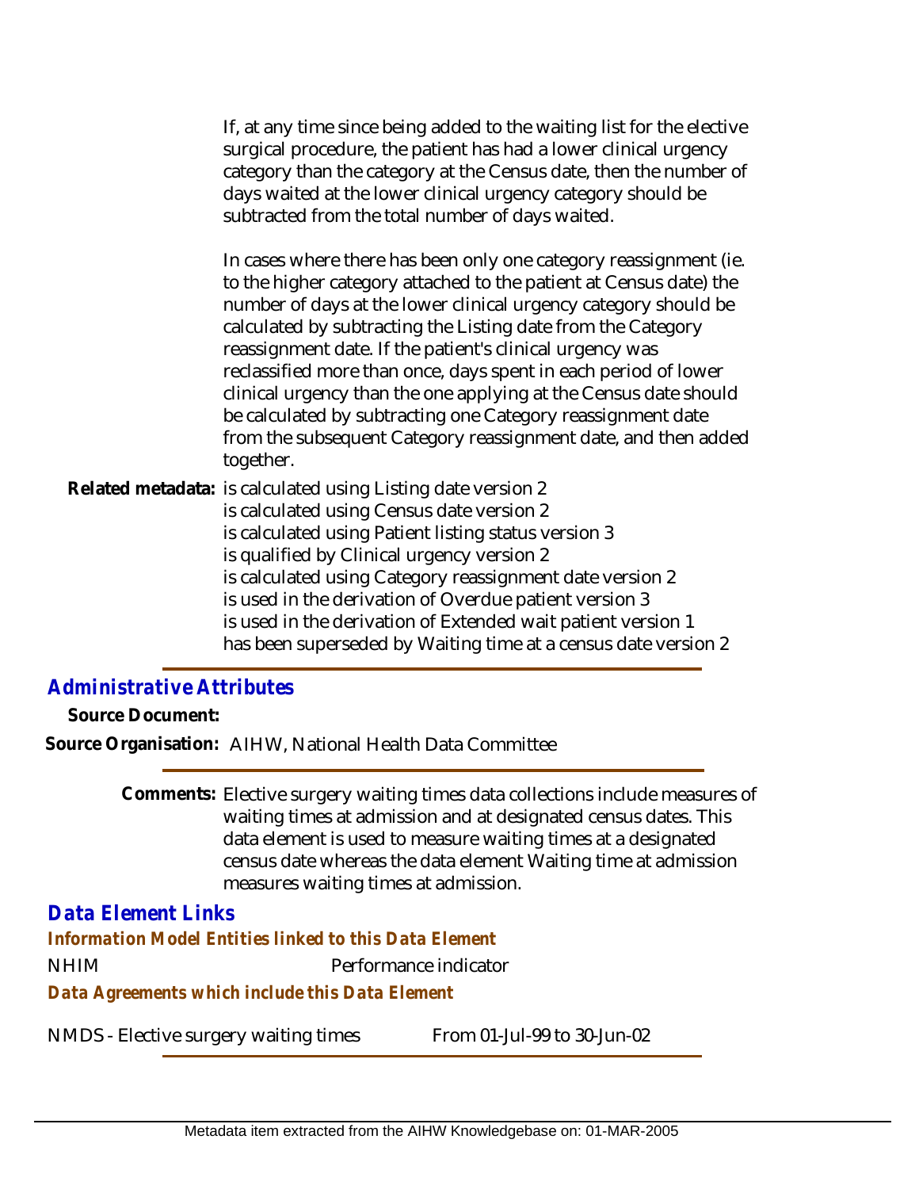If, at any time since being added to the waiting list for the elective surgical procedure, the patient has had a lower clinical urgency category than the category at the Census date, then the number of days waited at the lower clinical urgency category should be subtracted from the total number of days waited.

In cases where there has been only one category reassignment (ie. to the higher category attached to the patient at Census date) the number of days at the lower clinical urgency category should be calculated by subtracting the Listing date from the Category reassignment date. If the patient's clinical urgency was reclassified more than once, days spent in each period of lower clinical urgency than the one applying at the Census date should be calculated by subtracting one Category reassignment date from the subsequent Category reassignment date, and then added together.

**Related metadata:** is calculated using Listing date version 2
is calculated using Census date version 2
is calculated using Patient listing status version 3
is qualified by Clinical urgency version 2
is calculated using Category reassignment date version 2
is used in the derivation of Overdue patient version 3
is used in the derivation of Extended wait patient version 1
has been superseded by Waiting time at a census date version 2

## Administrative Attributes

**Source Document:**

**Source Organisation:** AIHW, National Health Data Committee

**Comments:** Elective surgery waiting times data collections include measures of waiting times at admission and at designated census dates. This data element is used to measure waiting times at a designated census date whereas the data element Waiting time at admission measures waiting times at admission.

## Data Element Links

### Information Model Entities linked to this Data Element

| | |
|---|---|
| NHIM | Performance indicator |

### Data Agreements which include this Data Element

| | |
|---|---|
| NMDS - Elective surgery waiting times | From 01-Jul-99 to 30-Jun-02 |

Metadata item extracted from the AIHW Knowledgebase on: 01-MAR-2005